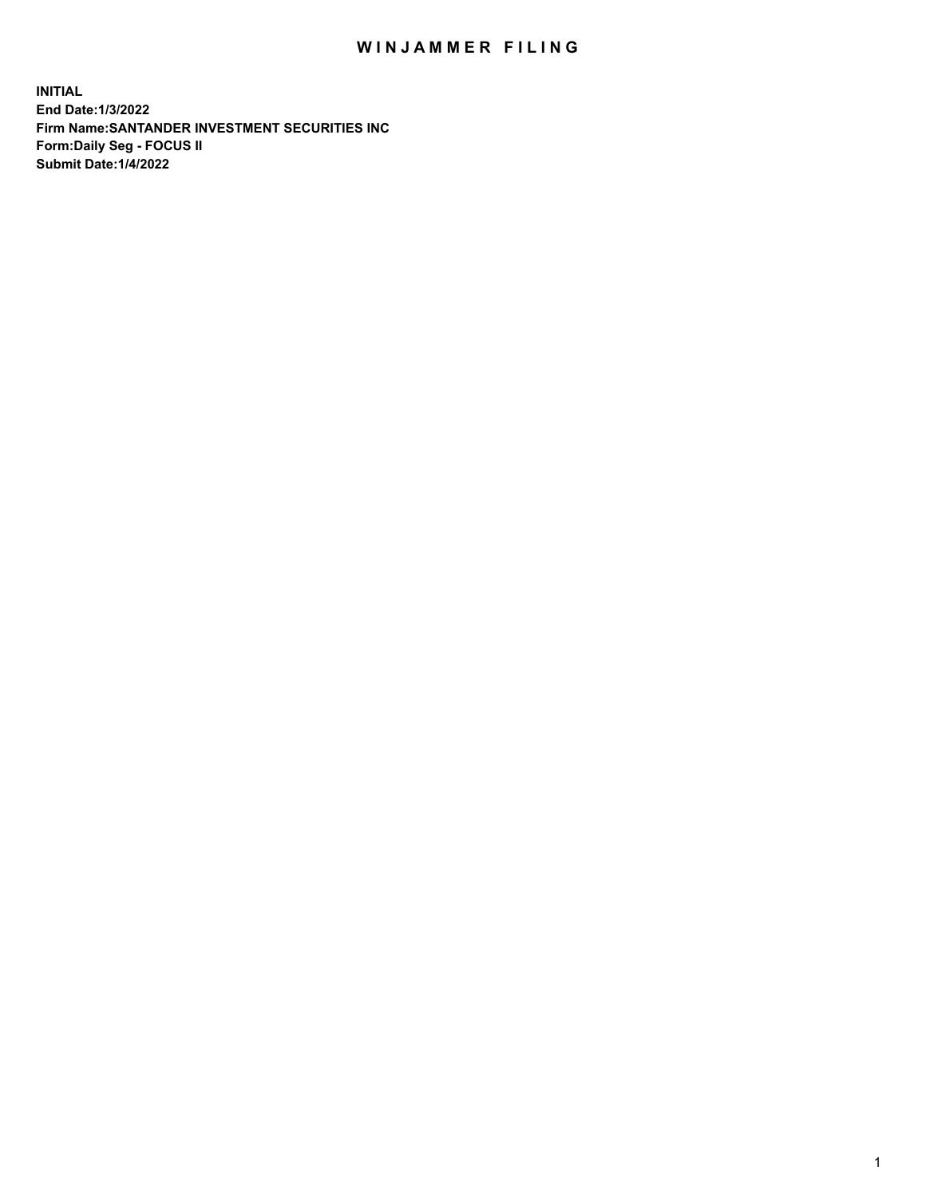# WINJAMMER FILING

**INITIAL**
**End Date:1/3/2022**
**Firm Name:SANTANDER INVESTMENT SECURITIES INC**
**Form:Daily Seg - FOCUS II**
**Submit Date:1/4/2022**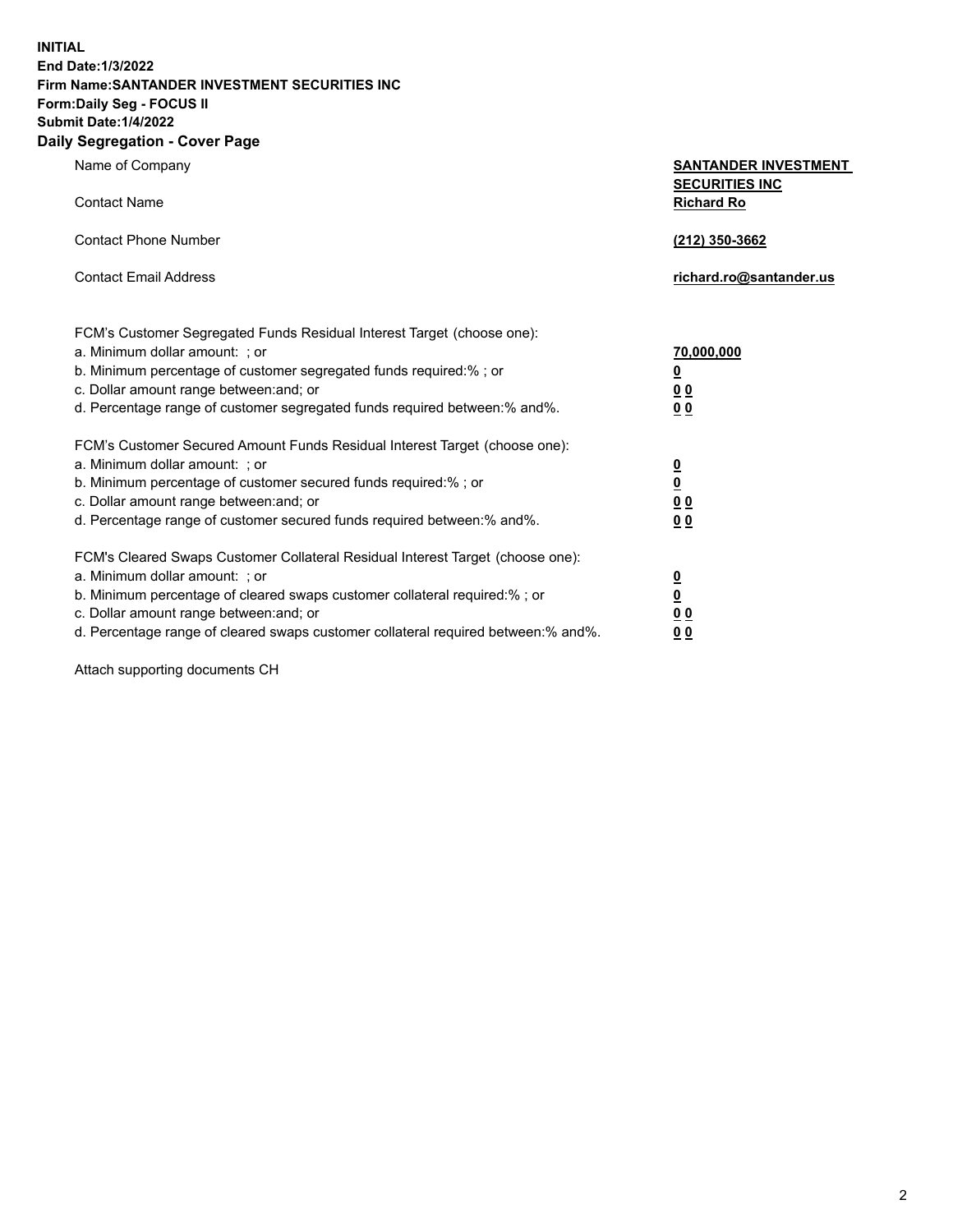**INITIAL**
**End Date:1/3/2022**
**Firm Name:SANTANDER INVESTMENT SECURITIES INC**
**Form:Daily Seg - FOCUS II**
**Submit Date:1/4/2022**

## Daily Segregation - Cover Page

| | |
|---|---|
| Name of Company | **SANTANDER INVESTMENT SECURITIES INC** |
| Contact Name | **Richard Ro** |
| Contact Phone Number | **(212) 350-3662** |
| Contact Email Address | **richard.ro@santander.us** |

FCM's Customer Segregated Funds Residual Interest Target (choose one):

| | |
|---|---|
| a. Minimum dollar amount: ; or | **70,000,000** |
| b. Minimum percentage of customer segregated funds required:% ; or | **0** |
| c. Dollar amount range between:and; or | **0 0** |
| d. Percentage range of customer segregated funds required between:% and%. | **0 0** |

FCM's Customer Secured Amount Funds Residual Interest Target (choose one):

| | |
|---|---|
| a. Minimum dollar amount: ; or | **0** |
| b. Minimum percentage of customer secured funds required:% ; or | **0** |
| c. Dollar amount range between:and; or | **0 0** |
| d. Percentage range of customer secured funds required between:% and%. | **0 0** |

FCM's Cleared Swaps Customer Collateral Residual Interest Target (choose one):

| | |
|---|---|
| a. Minimum dollar amount: ; or | **0** |
| b. Minimum percentage of cleared swaps customer collateral required:% ; or | **0** |
| c. Dollar amount range between:and; or | **0 0** |
| d. Percentage range of cleared swaps customer collateral required between:% and%. | **0 0** |

Attach supporting documents CH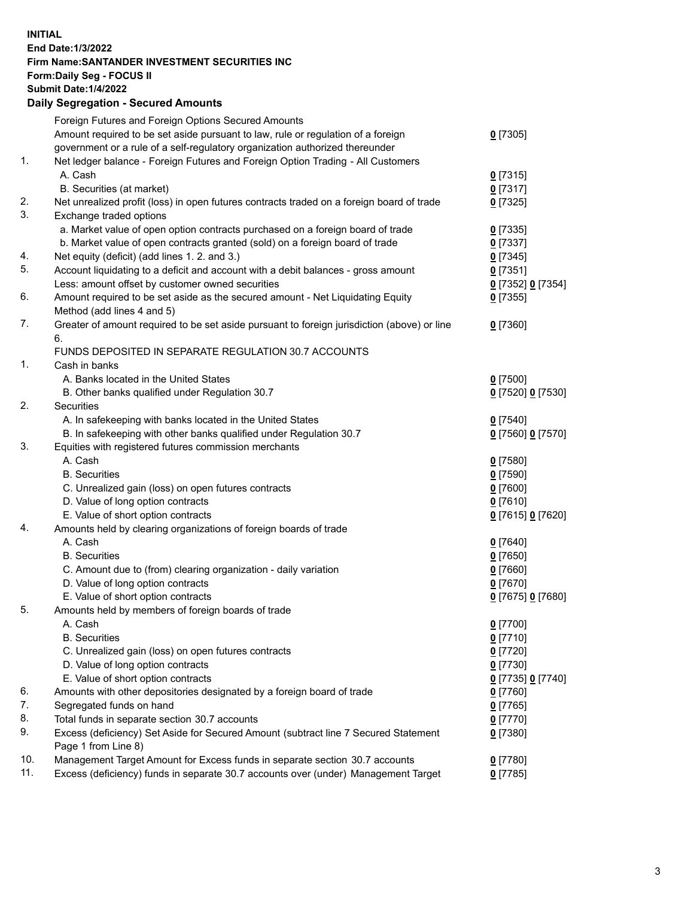**INITIAL**
**End Date:1/3/2022**
**Firm Name:SANTANDER INVESTMENT SECURITIES INC**
**Form:Daily Seg - FOCUS II**
**Submit Date:1/4/2022**

## Daily Segregation - Secured Amounts

| | | |
|---|---|---|
| | Foreign Futures and Foreign Options Secured Amounts | |
| | Amount required to be set aside pursuant to law, rule or regulation of a foreign government or a rule of a self-regulatory organization authorized thereunder | 0 [7305] |
| 1. | Net ledger balance - Foreign Futures and Foreign Option Trading - All Customers | |
| | A. Cash | 0 [7315] |
| | B. Securities (at market) | 0 [7317] |
| 2. | Net unrealized profit (loss) in open futures contracts traded on a foreign board of trade | 0 [7325] |
| 3. | Exchange traded options | |
| | a. Market value of open option contracts purchased on a foreign board of trade | 0 [7335] |
| | b. Market value of open contracts granted (sold) on a foreign board of trade | 0 [7337] |
| 4. | Net equity (deficit) (add lines 1. 2. and 3.) | 0 [7345] |
| 5. | Account liquidating to a deficit and account with a debit balances - gross amount | 0 [7351] |
| | Less: amount offset by customer owned securities | 0 [7352] 0 [7354] |
| 6. | Amount required to be set aside as the secured amount - Net Liquidating Equity Method (add lines 4 and 5) | 0 [7355] |
| 7. | Greater of amount required to be set aside pursuant to foreign jurisdiction (above) or line 6. | 0 [7360] |
| | FUNDS DEPOSITED IN SEPARATE REGULATION 30.7 ACCOUNTS | |
| 1. | Cash in banks | |
| | A. Banks located in the United States | 0 [7500] |
| | B. Other banks qualified under Regulation 30.7 | 0 [7520] 0 [7530] |
| 2. | Securities | |
| | A. In safekeeping with banks located in the United States | 0 [7540] |
| | B. In safekeeping with other banks qualified under Regulation 30.7 | 0 [7560] 0 [7570] |
| 3. | Equities with registered futures commission merchants | |
| | A. Cash | 0 [7580] |
| | B. Securities | 0 [7590] |
| | C. Unrealized gain (loss) on open futures contracts | 0 [7600] |
| | D. Value of long option contracts | 0 [7610] |
| | E. Value of short option contracts | 0 [7615] 0 [7620] |
| 4. | Amounts held by clearing organizations of foreign boards of trade | |
| | A. Cash | 0 [7640] |
| | B. Securities | 0 [7650] |
| | C. Amount due to (from) clearing organization - daily variation | 0 [7660] |
| | D. Value of long option contracts | 0 [7670] |
| | E. Value of short option contracts | 0 [7675] 0 [7680] |
| 5. | Amounts held by members of foreign boards of trade | |
| | A. Cash | 0 [7700] |
| | B. Securities | 0 [7710] |
| | C. Unrealized gain (loss) on open futures contracts | 0 [7720] |
| | D. Value of long option contracts | 0 [7730] |
| | E. Value of short option contracts | 0 [7735] 0 [7740] |
| 6. | Amounts with other depositories designated by a foreign board of trade | 0 [7760] |
| 7. | Segregated funds on hand | 0 [7765] |
| 8. | Total funds in separate section 30.7 accounts | 0 [7770] |
| 9. | Excess (deficiency) Set Aside for Secured Amount (subtract line 7 Secured Statement Page 1 from Line 8) | 0 [7380] |
| 10. | Management Target Amount for Excess funds in separate section 30.7 accounts | 0 [7780] |
| 11. | Excess (deficiency) funds in separate 30.7 accounts over (under) Management Target | 0 [7785] |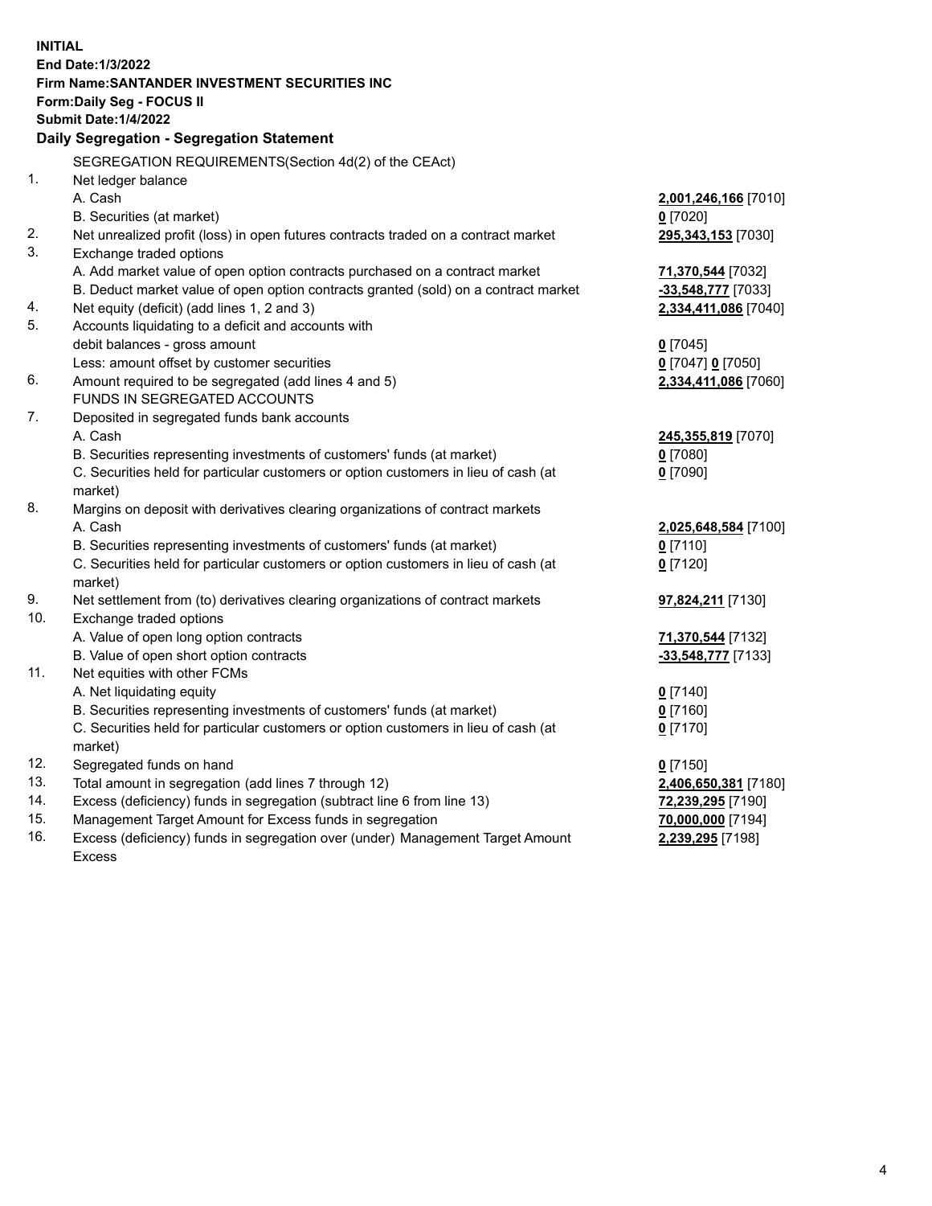**INITIAL**
**End Date:1/3/2022**
**Firm Name:SANTANDER INVESTMENT SECURITIES INC**
**Form:Daily Seg - FOCUS II**
**Submit Date:1/4/2022**

## Daily Segregation - Segregation Statement

| | | |
|---|---|---|
| | SEGREGATION REQUIREMENTS(Section 4d(2) of the CEAct) | |
| 1. | Net ledger balance | |
| | A. Cash | **2,001,246,166** [7010] |
| | B. Securities (at market) | **0** [7020] |
| 2. | Net unrealized profit (loss) in open futures contracts traded on a contract market | **295,343,153** [7030] |
| 3. | Exchange traded options | |
| | A. Add market value of open option contracts purchased on a contract market | **71,370,544** [7032] |
| | B. Deduct market value of open option contracts granted (sold) on a contract market | **-33,548,777** [7033] |
| 4. | Net equity (deficit) (add lines 1, 2 and 3) | **2,334,411,086** [7040] |
| 5. | Accounts liquidating to a deficit and accounts with debit balances - gross amount | **0** [7045] |
| | Less: amount offset by customer securities | **0** [7047] **0** [7050] |
| 6. | Amount required to be segregated (add lines 4 and 5) | **2,334,411,086** [7060] |
| | FUNDS IN SEGREGATED ACCOUNTS | |
| 7. | Deposited in segregated funds bank accounts | |
| | A. Cash | **245,355,819** [7070] |
| | B. Securities representing investments of customers' funds (at market) | **0** [7080] |
| | C. Securities held for particular customers or option customers in lieu of cash (at market) | **0** [7090] |
| 8. | Margins on deposit with derivatives clearing organizations of contract markets | |
| | A. Cash | **2,025,648,584** [7100] |
| | B. Securities representing investments of customers' funds (at market) | **0** [7110] |
| | C. Securities held for particular customers or option customers in lieu of cash (at market) | **0** [7120] |
| 9. | Net settlement from (to) derivatives clearing organizations of contract markets | **97,824,211** [7130] |
| 10. | Exchange traded options | |
| | A. Value of open long option contracts | **71,370,544** [7132] |
| | B. Value of open short option contracts | **-33,548,777** [7133] |
| 11. | Net equities with other FCMs | |
| | A. Net liquidating equity | **0** [7140] |
| | B. Securities representing investments of customers' funds (at market) | **0** [7160] |
| | C. Securities held for particular customers or option customers in lieu of cash (at market) | **0** [7170] |
| 12. | Segregated funds on hand | **0** [7150] |
| 13. | Total amount in segregation (add lines 7 through 12) | **2,406,650,381** [7180] |
| 14. | Excess (deficiency) funds in segregation (subtract line 6 from line 13) | **72,239,295** [7190] |
| 15. | Management Target Amount for Excess funds in segregation | **70,000,000** [7194] |
| 16. | Excess (deficiency) funds in segregation over (under) Management Target Amount Excess | **2,239,295** [7198] |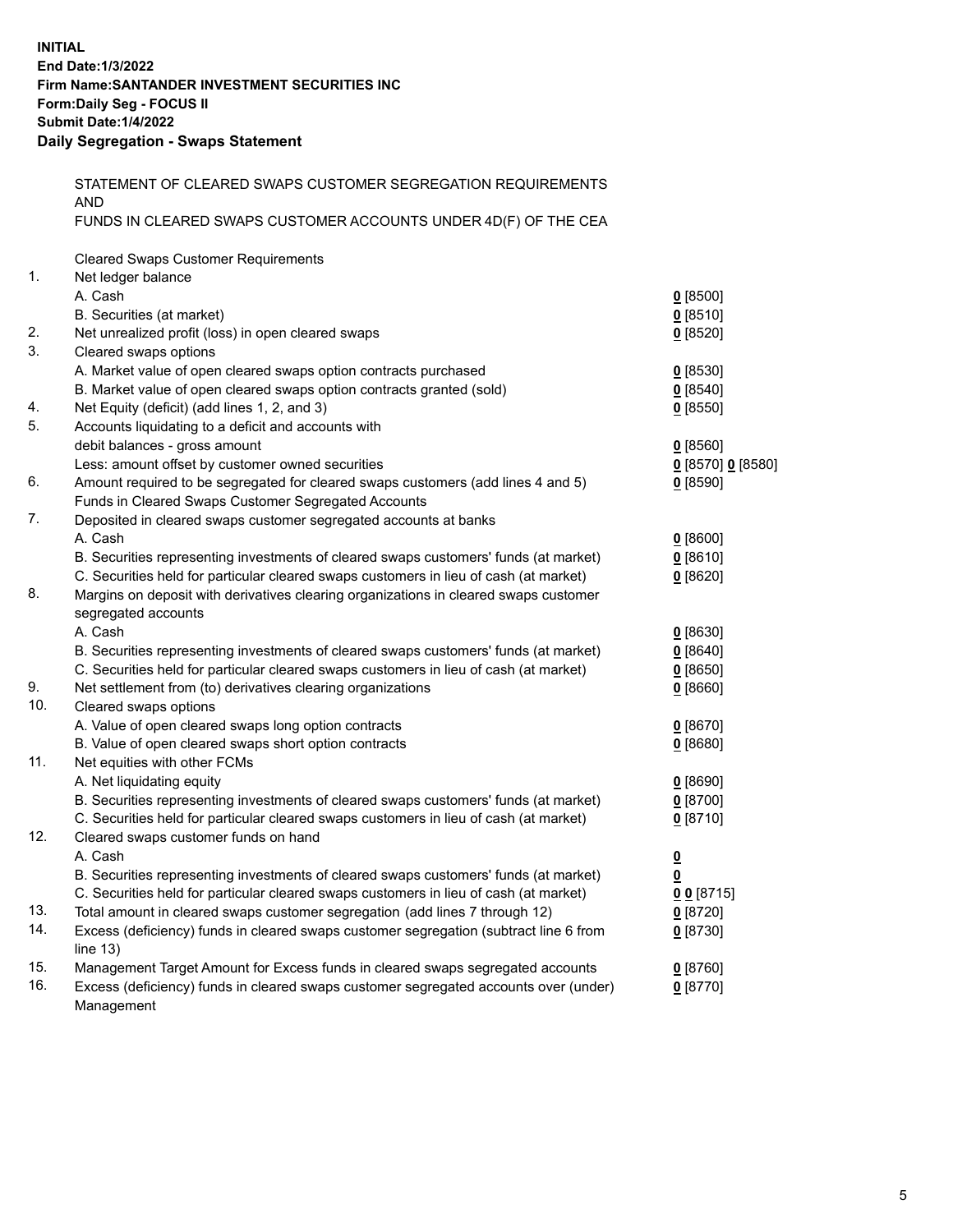**INITIAL**
**End Date:1/3/2022**
**Firm Name:SANTANDER INVESTMENT SECURITIES INC**
**Form:Daily Seg - FOCUS II**
**Submit Date:1/4/2022**
**Daily Segregation - Swaps Statement**

STATEMENT OF CLEARED SWAPS CUSTOMER SEGREGATION REQUIREMENTS AND FUNDS IN CLEARED SWAPS CUSTOMER ACCOUNTS UNDER 4D(F) OF THE CEA

| | | |
|---|---|---|
| | Cleared Swaps Customer Requirements | |
| 1. | Net ledger balance | |
| | A. Cash | 0 [8500] |
| | B. Securities (at market) | 0 [8510] |
| 2. | Net unrealized profit (loss) in open cleared swaps | 0 [8520] |
| 3. | Cleared swaps options | |
| | A. Market value of open cleared swaps option contracts purchased | 0 [8530] |
| | B. Market value of open cleared swaps option contracts granted (sold) | 0 [8540] |
| 4. | Net Equity (deficit) (add lines 1, 2, and 3) | 0 [8550] |
| 5. | Accounts liquidating to a deficit and accounts with debit balances - gross amount | 0 [8560] |
| | Less: amount offset by customer owned securities | 0 [8570] 0 [8580] |
| 6. | Amount required to be segregated for cleared swaps customers (add lines 4 and 5) | 0 [8590] |
| | Funds in Cleared Swaps Customer Segregated Accounts | |
| 7. | Deposited in cleared swaps customer segregated accounts at banks | |
| | A. Cash | 0 [8600] |
| | B. Securities representing investments of cleared swaps customers' funds (at market) | 0 [8610] |
| | C. Securities held for particular cleared swaps customers in lieu of cash (at market) | 0 [8620] |
| 8. | Margins on deposit with derivatives clearing organizations in cleared swaps customer segregated accounts | |
| | A. Cash | 0 [8630] |
| | B. Securities representing investments of cleared swaps customers' funds (at market) | 0 [8640] |
| | C. Securities held for particular cleared swaps customers in lieu of cash (at market) | 0 [8650] |
| 9. | Net settlement from (to) derivatives clearing organizations | 0 [8660] |
| 10. | Cleared swaps options | |
| | A. Value of open cleared swaps long option contracts | 0 [8670] |
| | B. Value of open cleared swaps short option contracts | 0 [8680] |
| 11. | Net equities with other FCMs | |
| | A. Net liquidating equity | 0 [8690] |
| | B. Securities representing investments of cleared swaps customers' funds (at market) | 0 [8700] |
| | C. Securities held for particular cleared swaps customers in lieu of cash (at market) | 0 [8710] |
| 12. | Cleared swaps customer funds on hand | |
| | A. Cash | 0 |
| | B. Securities representing investments of cleared swaps customers' funds (at market) | 0 |
| | C. Securities held for particular cleared swaps customers in lieu of cash (at market) | 0 0 [8715] |
| 13. | Total amount in cleared swaps customer segregation (add lines 7 through 12) | 0 [8720] |
| 14. | Excess (deficiency) funds in cleared swaps customer segregation (subtract line 6 from line 13) | 0 [8730] |
| 15. | Management Target Amount for Excess funds in cleared swaps segregated accounts | 0 [8760] |
| 16. | Excess (deficiency) funds in cleared swaps customer segregated accounts over (under) Management | 0 [8770] |